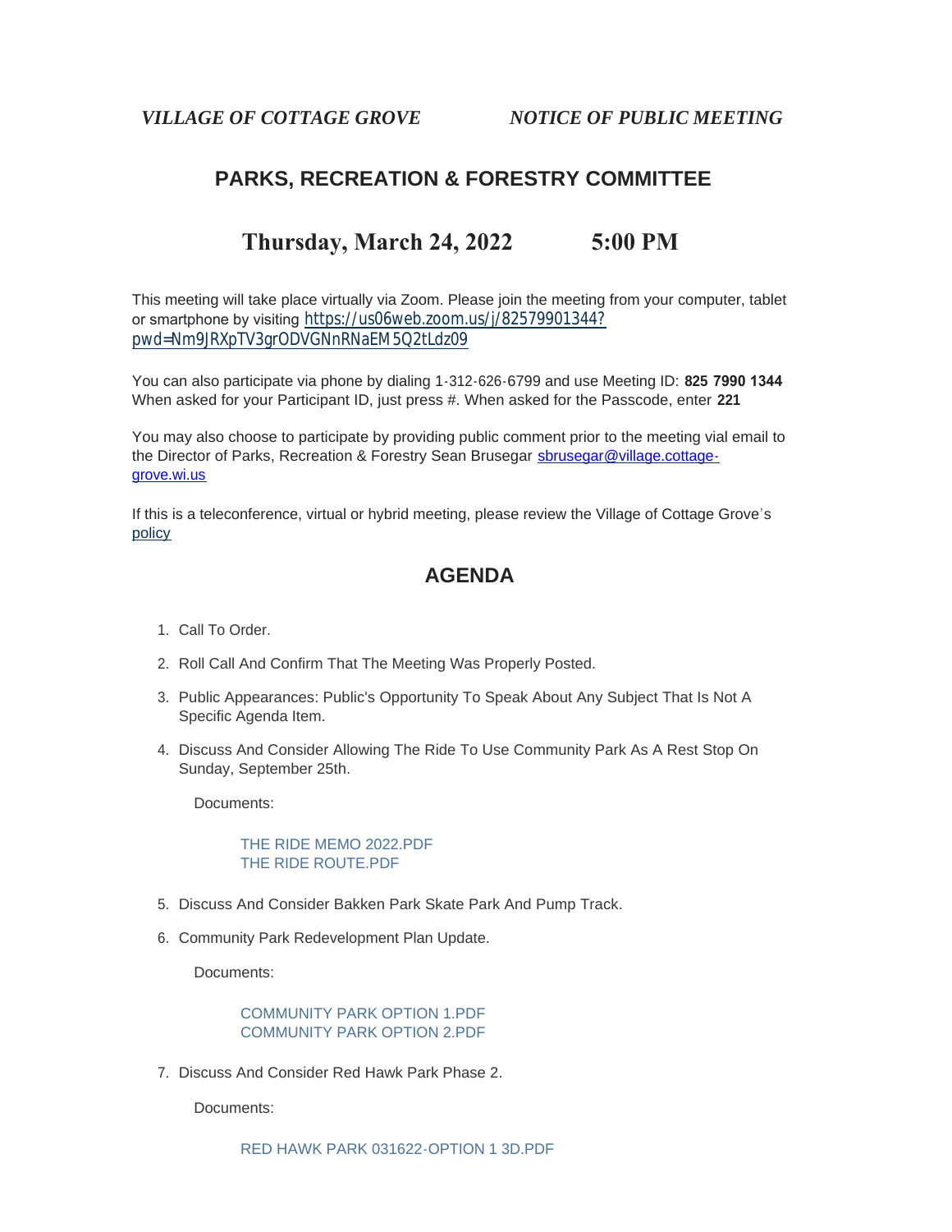*VILLAGE OF COTTAGE GROVE* *NOTICE OF PUBLIC MEETING*

## PARKS, RECREATION & FORESTRY COMMITTEE

## Thursday, March 24, 2022 5:00 PM

This meeting will take place virtually via Zoom. Please join the meeting from your computer, tablet or smartphone by visiting https://us06web.zoom.us/j/82579901344?pwd=Nm9JRXpTV3grODVGNnRNaEM5Q2tLdz09

You can also participate via phone by dialing 1-312-626-6799 and use Meeting ID: **825 7990 1344** When asked for your Participant ID, just press #. When asked for the Passcode, enter **221**

You may also choose to participate by providing public comment prior to the meeting vial email to the Director of Parks, Recreation & Forestry Sean Brusegar sbrusegar@village.cottage-grove.wi.us

If this is a teleconference, virtual or hybrid meeting, please review the Village of Cottage Grove's policy

## AGENDA

1. Call To Order.
2. Roll Call And Confirm That The Meeting Was Properly Posted.
3. Public Appearances: Public's Opportunity To Speak About Any Subject That Is Not A Specific Agenda Item.
4. Discuss And Consider Allowing The Ride To Use Community Park As A Rest Stop On Sunday, September 25th.

   Documents:

   THE RIDE MEMO 2022.PDF
   THE RIDE ROUTE.PDF

5. Discuss And Consider Bakken Park Skate Park And Pump Track.
6. Community Park Redevelopment Plan Update.

   Documents:

   COMMUNITY PARK OPTION 1.PDF
   COMMUNITY PARK OPTION 2.PDF

7. Discuss And Consider Red Hawk Park Phase 2.

   Documents:

   RED HAWK PARK 031622-OPTION 1 3D.PDF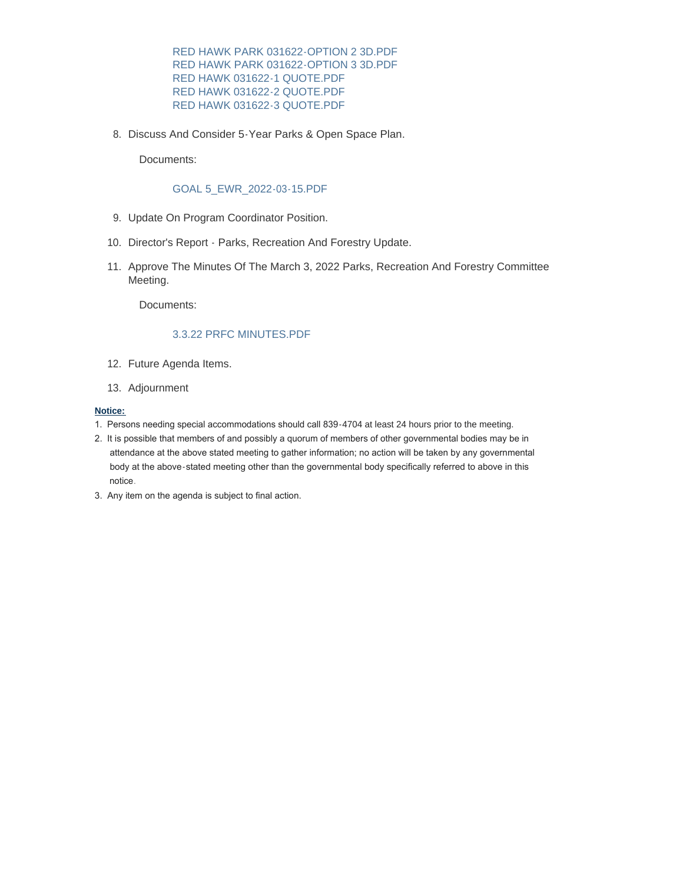RED HAWK PARK 031622-OPTION 2 3D.PDF
RED HAWK PARK 031622-OPTION 3 3D.PDF
RED HAWK 031622-1 QUOTE.PDF
RED HAWK 031622-2 QUOTE.PDF
RED HAWK 031622-3 QUOTE.PDF

8. Discuss And Consider 5-Year Parks & Open Space Plan.

   Documents:

   GOAL 5_EWR_2022-03-15.PDF

9. Update On Program Coordinator Position.

10. Director's Report - Parks, Recreation And Forestry Update.

11. Approve The Minutes Of The March 3, 2022 Parks, Recreation And Forestry Committee Meeting.

    Documents:

    3.3.22 PRFC MINUTES.PDF

12. Future Agenda Items.

13. Adjournment

**Notice:**

1. Persons needing special accommodations should call 839-4704 at least 24 hours prior to the meeting.
2. It is possible that members of and possibly a quorum of members of other governmental bodies may be in attendance at the above stated meeting to gather information; no action will be taken by any governmental body at the above-stated meeting other than the governmental body specifically referred to above in this notice.
3. Any item on the agenda is subject to final action.